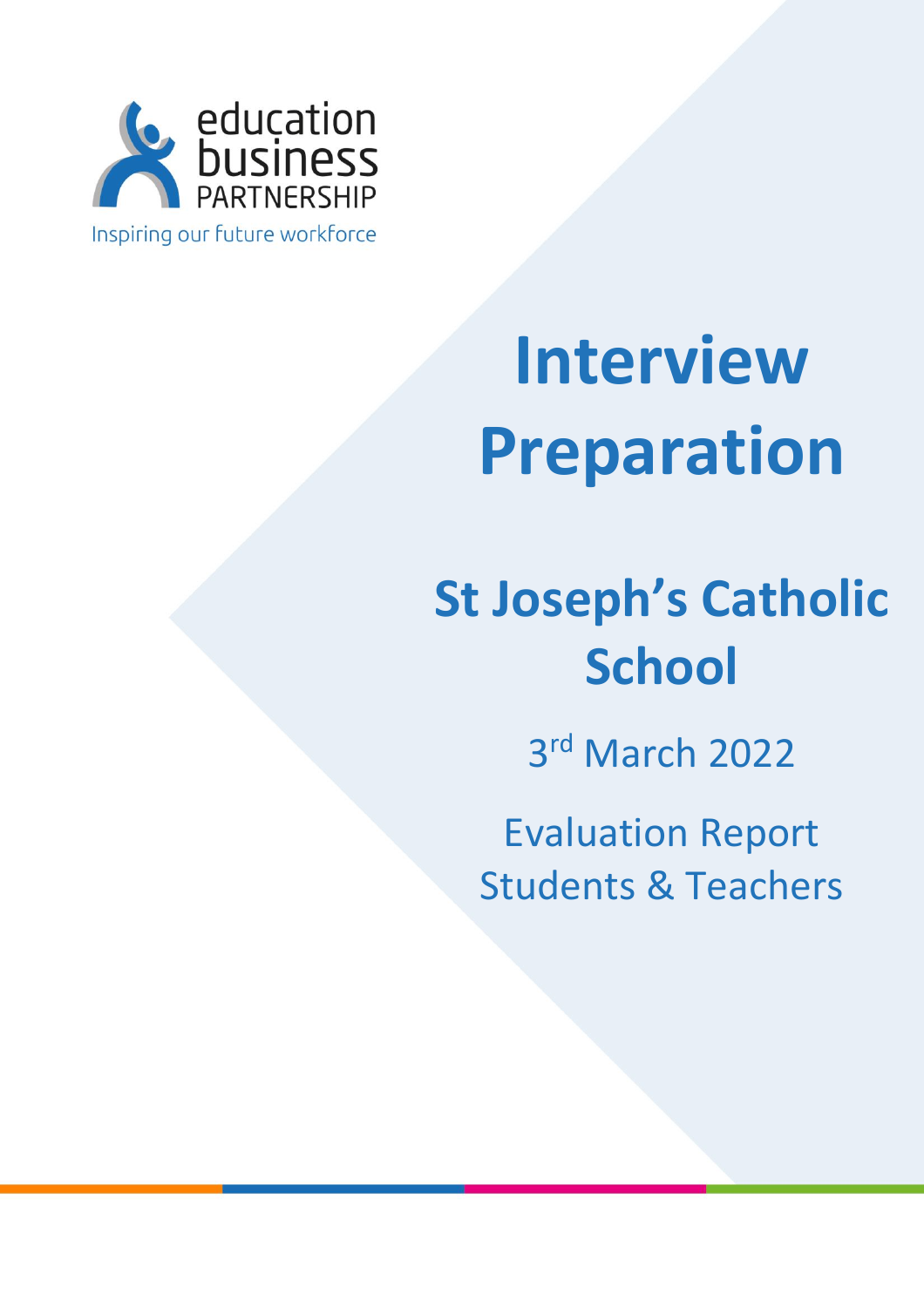education business PARTNERSHIP

Inspiring our future workforce

# Interview Preparation

## St Joseph's Catholic School

3rd March 2022

Evaluation Report
Students & Teachers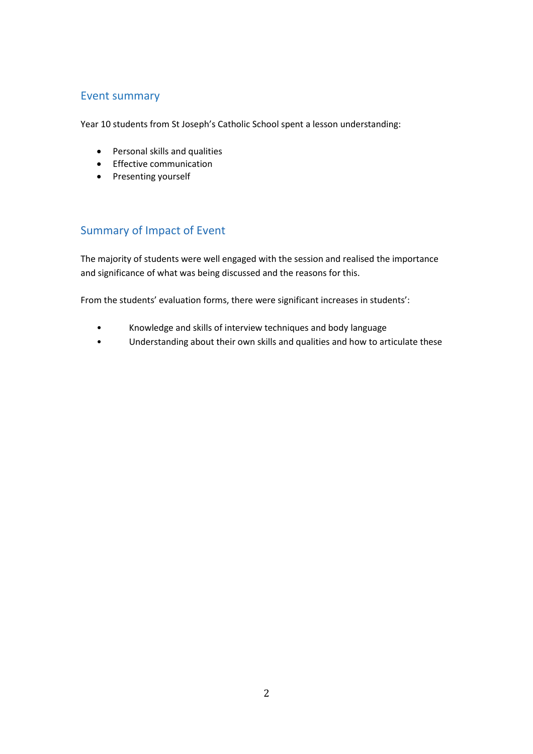## Event summary

Year 10 students from St Joseph's Catholic School spent a lesson understanding:

- Personal skills and qualities
- Effective communication
- Presenting yourself

## Summary of Impact of Event

The majority of students were well engaged with the session and realised the importance and significance of what was being discussed and the reasons for this.

From the students' evaluation forms, there were significant increases in students':

- Knowledge and skills of interview techniques and body language
- Understanding about their own skills and qualities and how to articulate these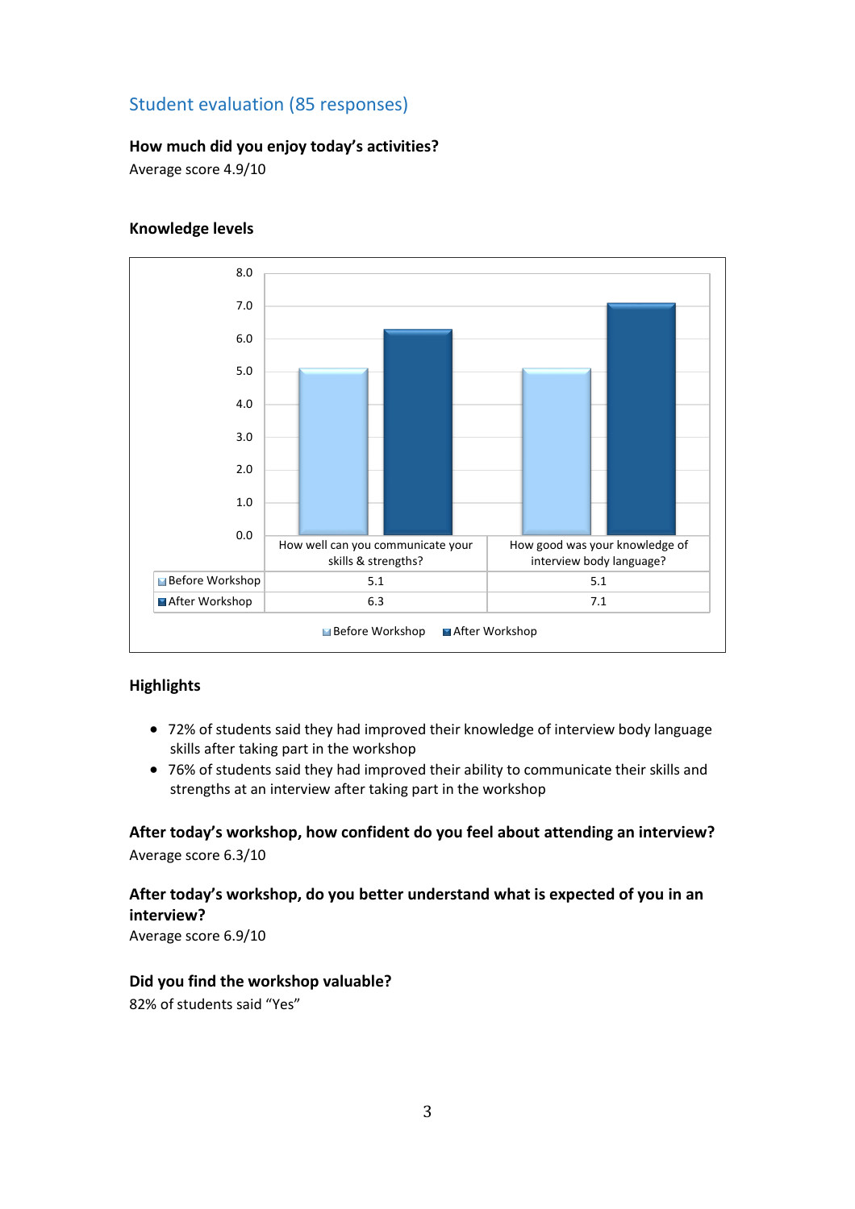## Student evaluation (85 responses)

**How much did you enjoy today's activities?**
Average score 4.9/10

**Knowledge levels**

8.0
7.0
6.0
5.0
4.0
3.0
2.0
1.0
0.0

How well can you communicate your skills & strengths?
How good was your knowledge of interview body language?

Before Workshop 5.1 5.1
After Workshop 6.3 7.1

Before Workshop After Workshop

**Highlights**

- 72% of students said they had improved their knowledge of interview body language skills after taking part in the workshop
- 76% of students said they had improved their ability to communicate their skills and strengths at an interview after taking part in the workshop

**After today's workshop, how confident do you feel about attending an interview?**
Average score 6.3/10

**After today's workshop, do you better understand what is expected of you in an interview?**
Average score 6.9/10

**Did you find the workshop valuable?**
82% of students said "Yes"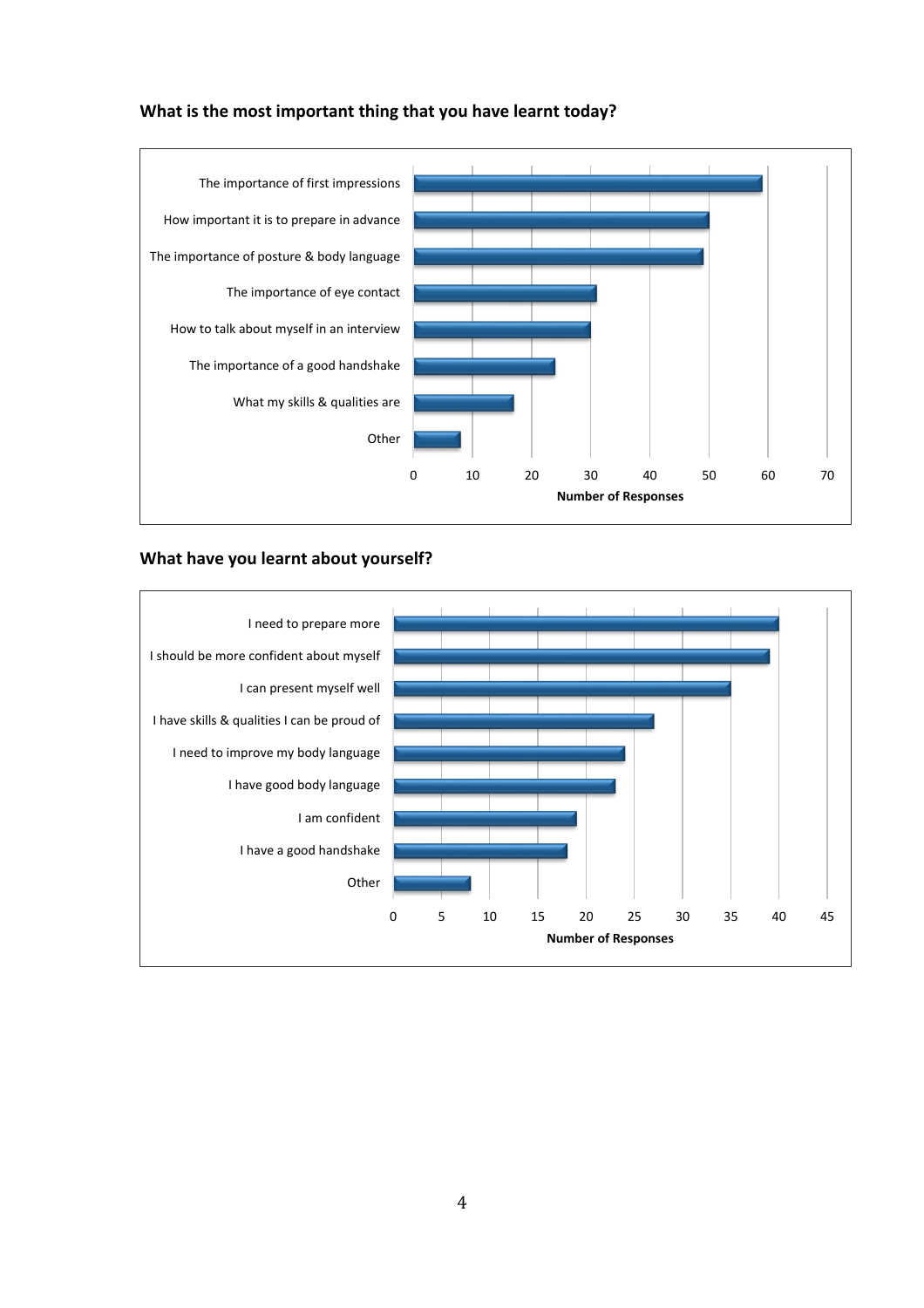**What is the most important thing that you have learnt today?**

The importance of first impressions
How important it is to prepare in advance
The importance of posture & body language
The importance of eye contact
How to talk about myself in an interview
The importance of a good handshake
What my skills & qualities are
Other

0 10 20 30 40 50 60 70

Number of Responses

**What have you learnt about yourself?**

I need to prepare more
I should be more confident about myself
I can present myself well
I have skills & qualities I can be proud of
I need to improve my body language
I have good body language
I am confident
I have a good handshake
Other

0 5 10 15 20 25 30 35 40 45

Number of Responses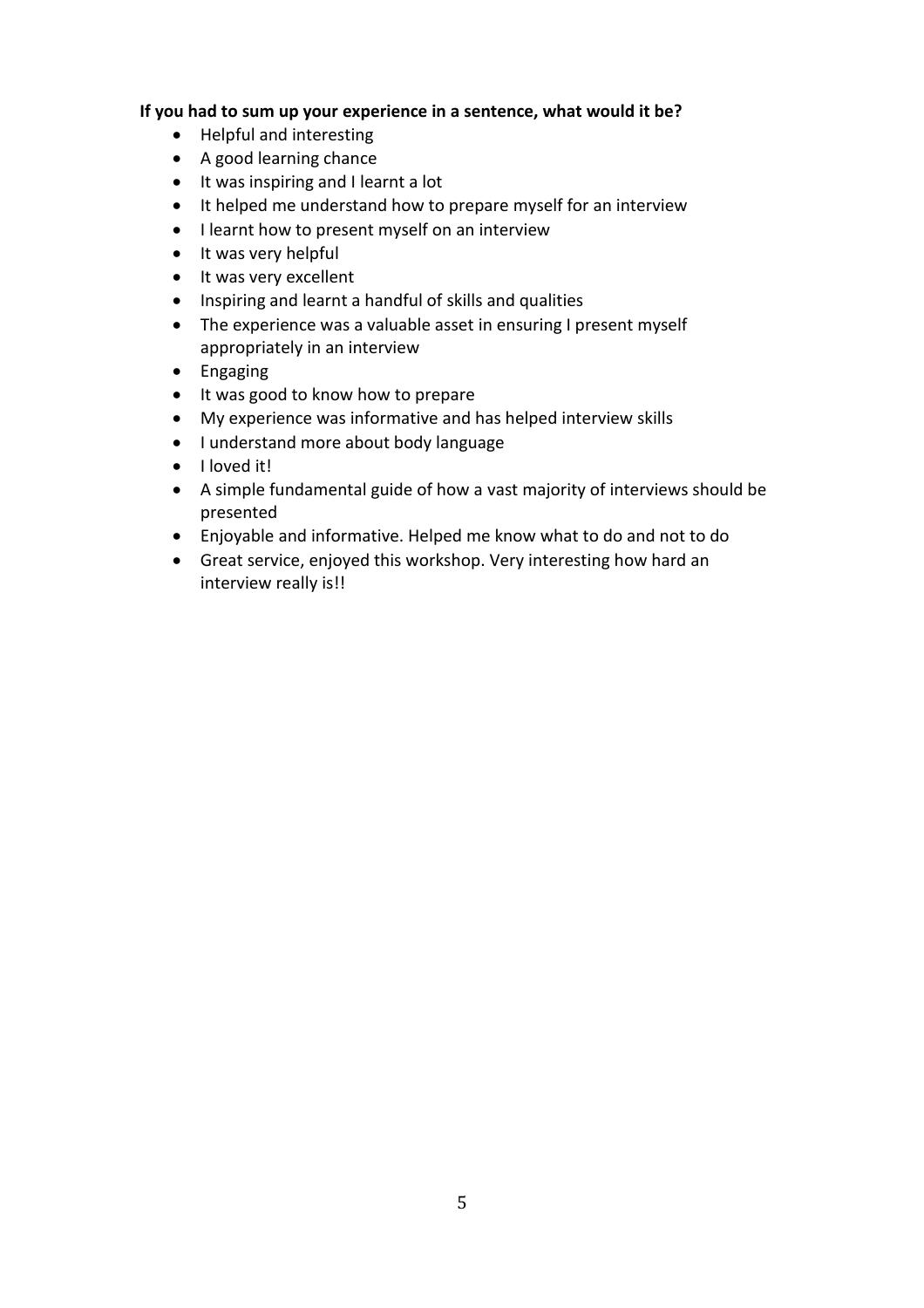**If you had to sum up your experience in a sentence, what would it be?**

- Helpful and interesting
- A good learning chance
- It was inspiring and I learnt a lot
- It helped me understand how to prepare myself for an interview
- I learnt how to present myself on an interview
- It was very helpful
- It was very excellent
- Inspiring and learnt a handful of skills and qualities
- The experience was a valuable asset in ensuring I present myself appropriately in an interview
- Engaging
- It was good to know how to prepare
- My experience was informative and has helped interview skills
- I understand more about body language
- I loved it!
- A simple fundamental guide of how a vast majority of interviews should be presented
- Enjoyable and informative. Helped me know what to do and not to do
- Great service, enjoyed this workshop. Very interesting how hard an interview really is!!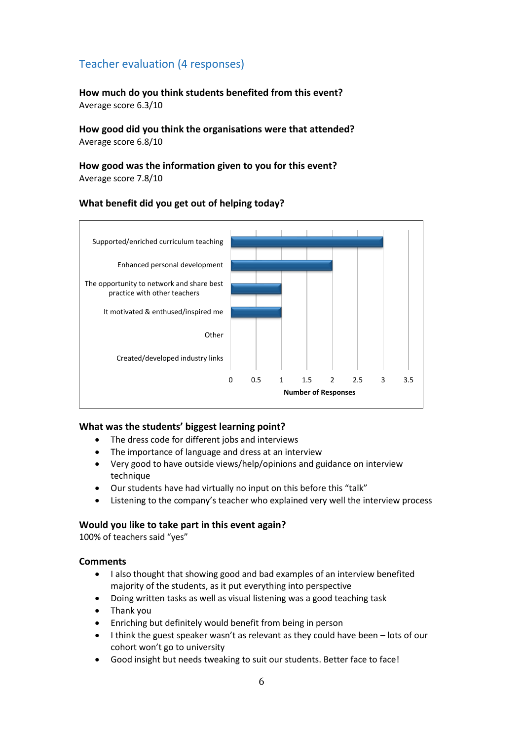## Teacher evaluation (4 responses)

**How much do you think students benefited from this event?**
Average score 6.3/10

**How good did you think the organisations were that attended?**
Average score 6.8/10

**How good was the information given to you for this event?**
Average score 7.8/10

**What benefit did you get out of helping today?**

Supported/enriched curriculum teaching
Enhanced personal development
The opportunity to network and share best practice with other teachers
It motivated & enthused/inspired me
Other
Created/developed industry links

0 0.5 1 1.5 2 2.5 3 3.5
Number of Responses

**What was the students' biggest learning point?**

- The dress code for different jobs and interviews
- The importance of language and dress at an interview
- Very good to have outside views/help/opinions and guidance on interview technique
- Our students have had virtually no input on this before this "talk"
- Listening to the company's teacher who explained very well the interview process

**Would you like to take part in this event again?**
100% of teachers said "yes"

**Comments**

- I also thought that showing good and bad examples of an interview benefited majority of the students, as it put everything into perspective
- Doing written tasks as well as visual listening was a good teaching task
- Thank you
- Enriching but definitely would benefit from being in person
- I think the guest speaker wasn't as relevant as they could have been – lots of our cohort won't go to university
- Good insight but needs tweaking to suit our students. Better face to face!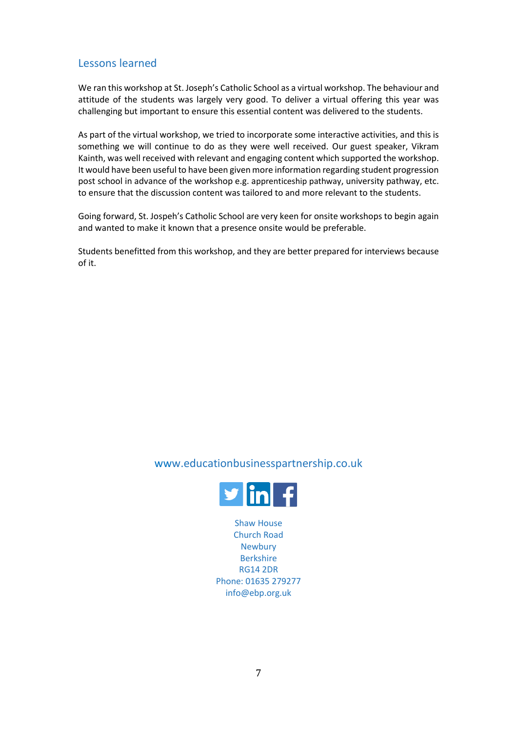## Lessons learned

We ran this workshop at St. Joseph's Catholic School as a virtual workshop. The behaviour and attitude of the students was largely very good. To deliver a virtual offering this year was challenging but important to ensure this essential content was delivered to the students.

As part of the virtual workshop, we tried to incorporate some interactive activities, and this is something we will continue to do as they were well received. Our guest speaker, Vikram Kainth, was well received with relevant and engaging content which supported the workshop. It would have been useful to have been given more information regarding student progression post school in advance of the workshop e.g. apprenticeship pathway, university pathway, etc. to ensure that the discussion content was tailored to and more relevant to the students.

Going forward, St. Jospeh's Catholic School are very keen for onsite workshops to begin again and wanted to make it known that a presence onsite would be preferable.

Students benefitted from this workshop, and they are better prepared for interviews because of it.

www.educationbusinesspartnership.co.uk

Shaw House
Church Road
Newbury
Berkshire
RG14 2DR
Phone: 01635 279277
info@ebp.org.uk